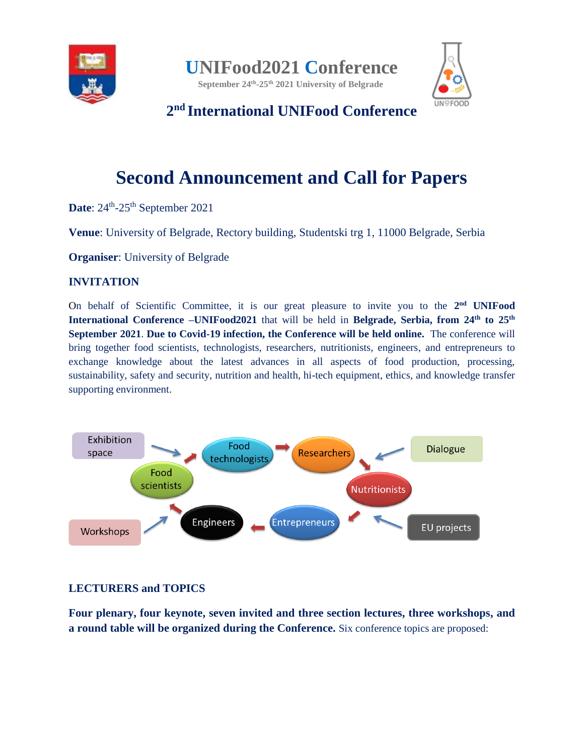# UNIFood2021 Conference

September 24th-25th 2021 University of Belgrade

## 2nd International UNIFood Conference

# Second Announcement and Call for Papers

**Date**: 24th-25th September 2021

**Venue**: University of Belgrade, Rectory building, Studentski trg 1, 11000 Belgrade, Serbia

**Organiser**: University of Belgrade

## INVITATION

On behalf of Scientific Committee, it is our great pleasure to invite you to the **2nd UNIFood International Conference –UNIFood2021** that will be held in **Belgrade, Serbia, from 24th to 25th September 2021**. **Due to Covid-19 infection, the Conference will be held online.** The conference will bring together food scientists, technologists, researchers, nutritionists, engineers, and entrepreneurs to exchange knowledge about the latest advances in all aspects of food production, processing, sustainability, safety and security, nutrition and health, hi-tech equipment, ethics, and knowledge transfer supporting environment.

Exhibition space

Food technologists

Researchers

Dialogue

Food scientists

Nutritionists

Workshops

Engineers

Entrepreneurs

EU projects

## LECTURERS and TOPICS

**Four plenary, four keynote, seven invited and three section lectures, three workshops, and a round table will be organized during the Conference.** Six conference topics are proposed: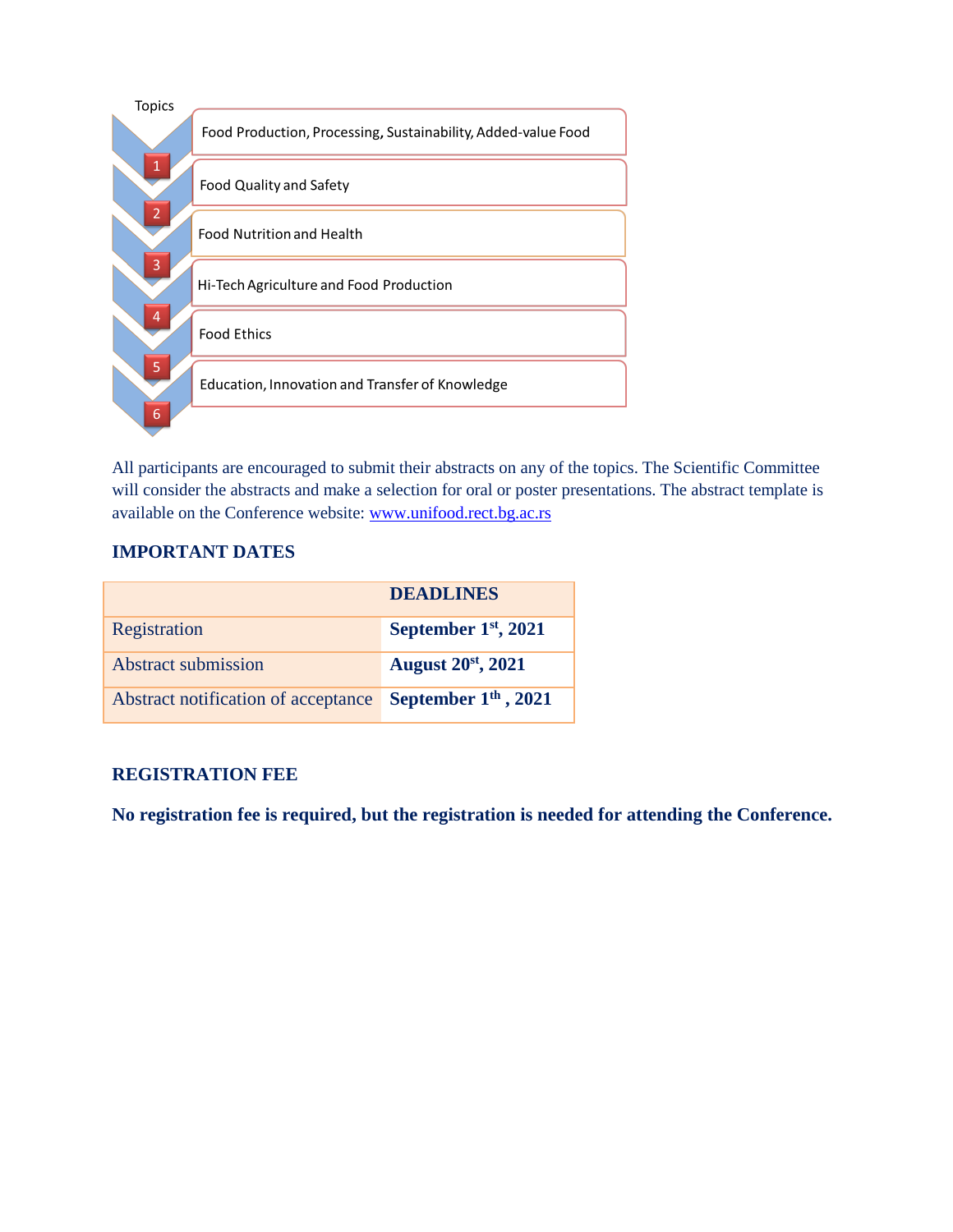Topics

1. Food Production, Processing, Sustainability, Added-value Food
2. Food Quality and Safety
3. Food Nutrition and Health
4. Hi-Tech Agriculture and Food Production
5. Food Ethics
6. Education, Innovation and Transfer of Knowledge

All participants are encouraged to submit their abstracts on any of the topics. The Scientific Committee will consider the abstracts and make a selection for oral or poster presentations. The abstract template is available on the Conference website: [www.unifood.rect.bg.ac.rs](http://www.unifood.rect.bg.ac.rs)

## IMPORTANT DATES

| | DEADLINES |
|---|---|
| Registration | **September 1st, 2021** |
| Abstract submission | **August 20st, 2021** |
| Abstract notification of acceptance | **September 1th , 2021** |

## REGISTRATION FEE

**No registration fee is required, but the registration is needed for attending the Conference.**